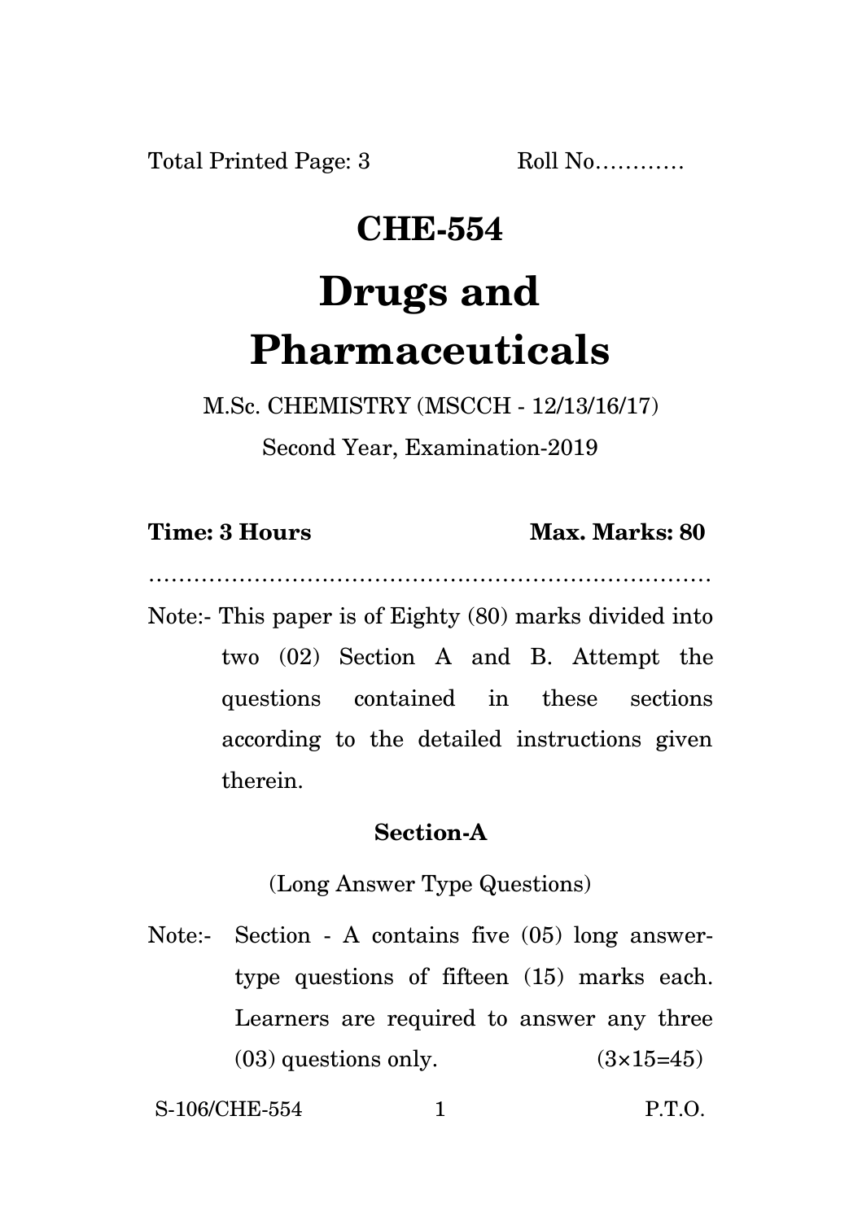Total Printed Page: 3 Roll No…………

# CHE-554

# Drugs and Pharmaceuticals

M.Sc. CHEMISTRY (MSCCH - 12/13/16/17)

Second Year, Examination-2019

**Time: 3 Hours** **Max. Marks: 80**

……………………………………………………………………

Note:- This paper is of Eighty (80) marks divided into two (02) Section A and B. Attempt the questions contained in these sections according to the detailed instructions given therein.

## Section-A

(Long Answer Type Questions)

Note:- Section - A contains five (05) long answer-type questions of fifteen (15) marks each. Learners are required to answer any three (03) questions only. (3×15=45)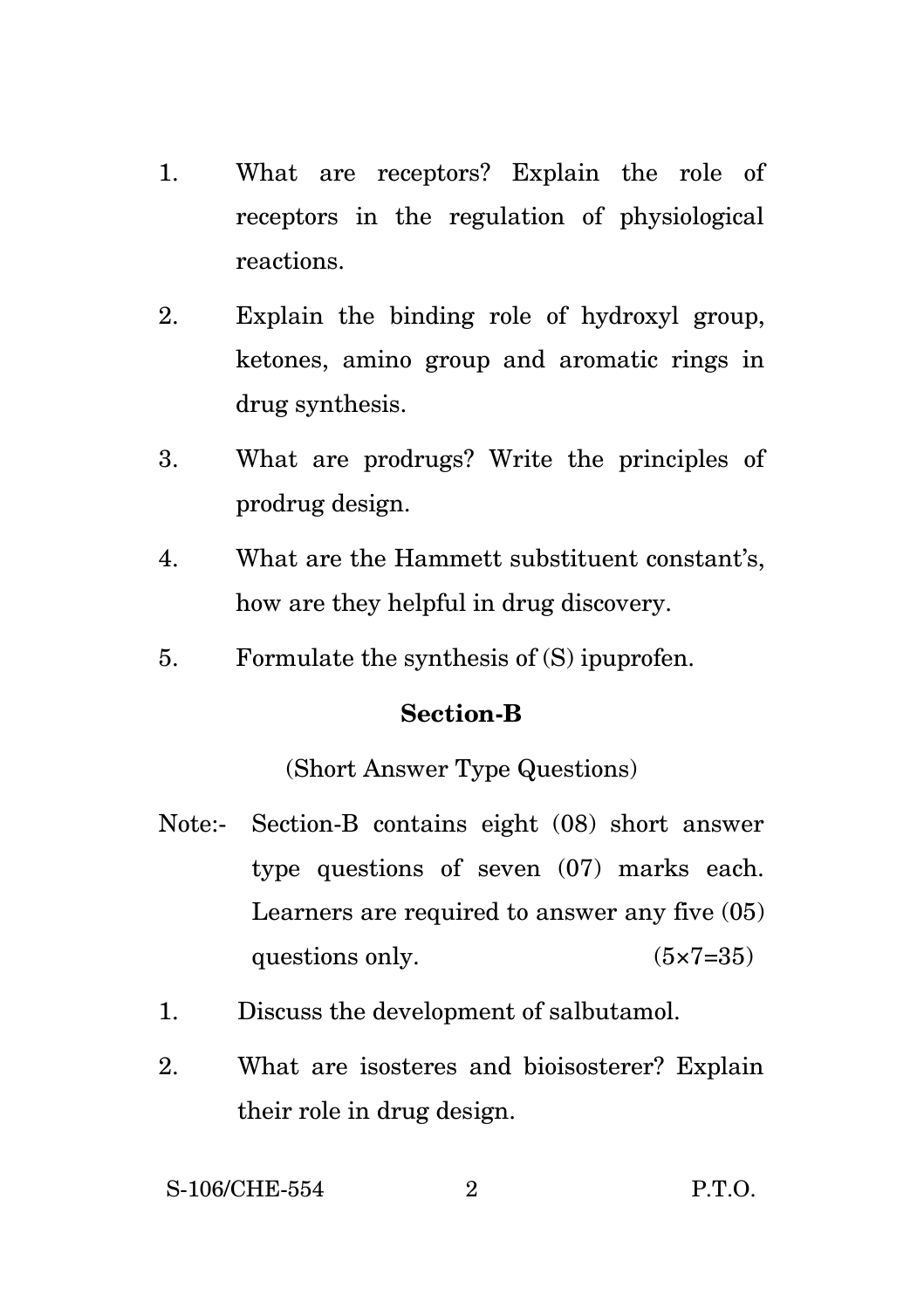1. What are receptors? Explain the role of receptors in the regulation of physiological reactions.

2. Explain the binding role of hydroxyl group, ketones, amino group and aromatic rings in drug synthesis.

3. What are prodrugs? Write the principles of prodrug design.

4. What are the Hammett substituent constant's, how are they helpful in drug discovery.

5. Formulate the synthesis of (S) ipuprofen.

## Section-B

(Short Answer Type Questions)

Note:- Section-B contains eight (08) short answer type questions of seven (07) marks each. Learners are required to answer any five (05) questions only. (5×7=35)

1. Discuss the development of salbutamol.

2. What are isosteres and bioisosterer? Explain their role in drug design.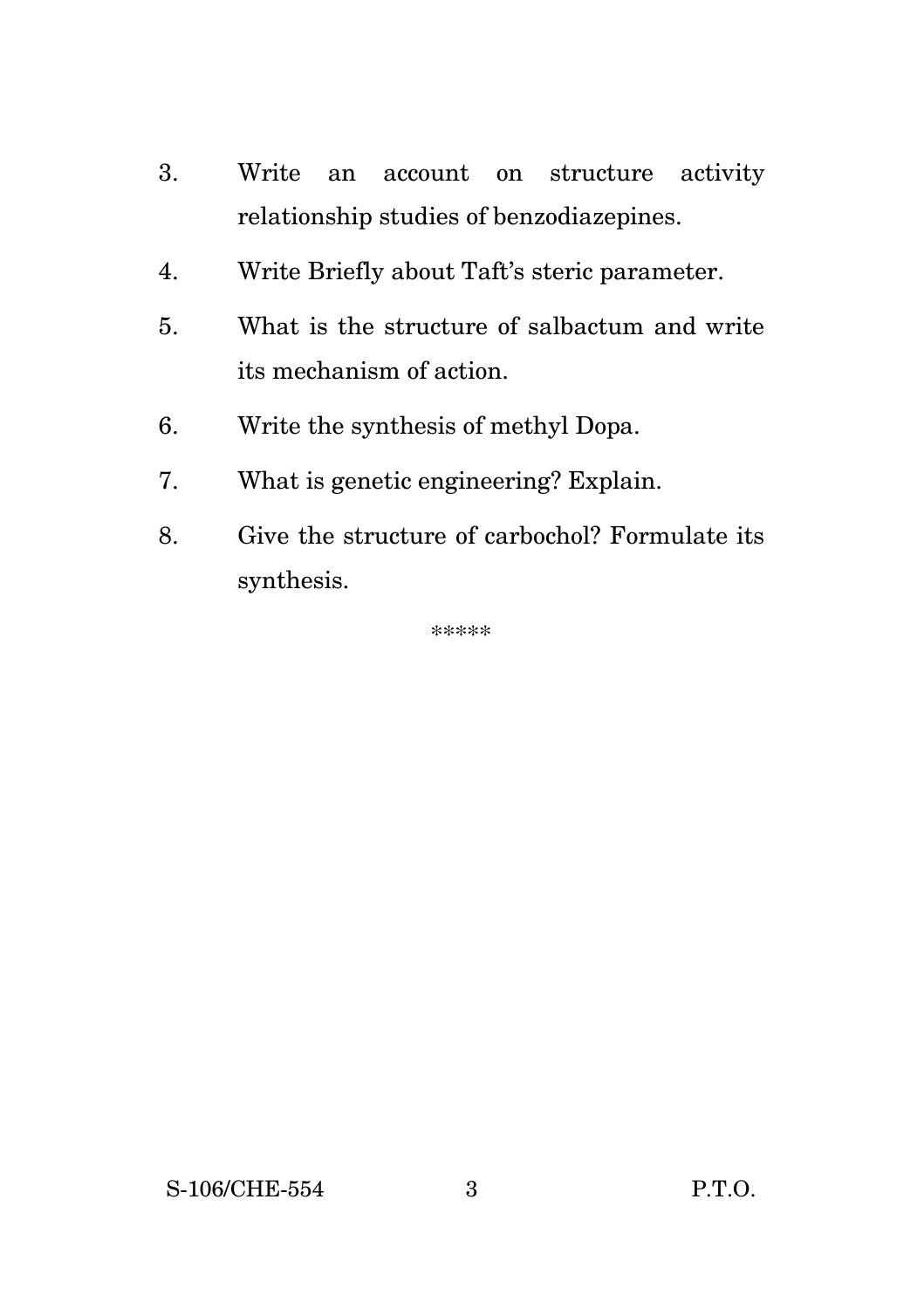3. Write an account on structure activity relationship studies of benzodiazepines.
4. Write Briefly about Taft's steric parameter.
5. What is the structure of salbactum and write its mechanism of action.
6. Write the synthesis of methyl Dopa.
7. What is genetic engineering? Explain.
8. Give the structure of carbochol? Formulate its synthesis.

*****